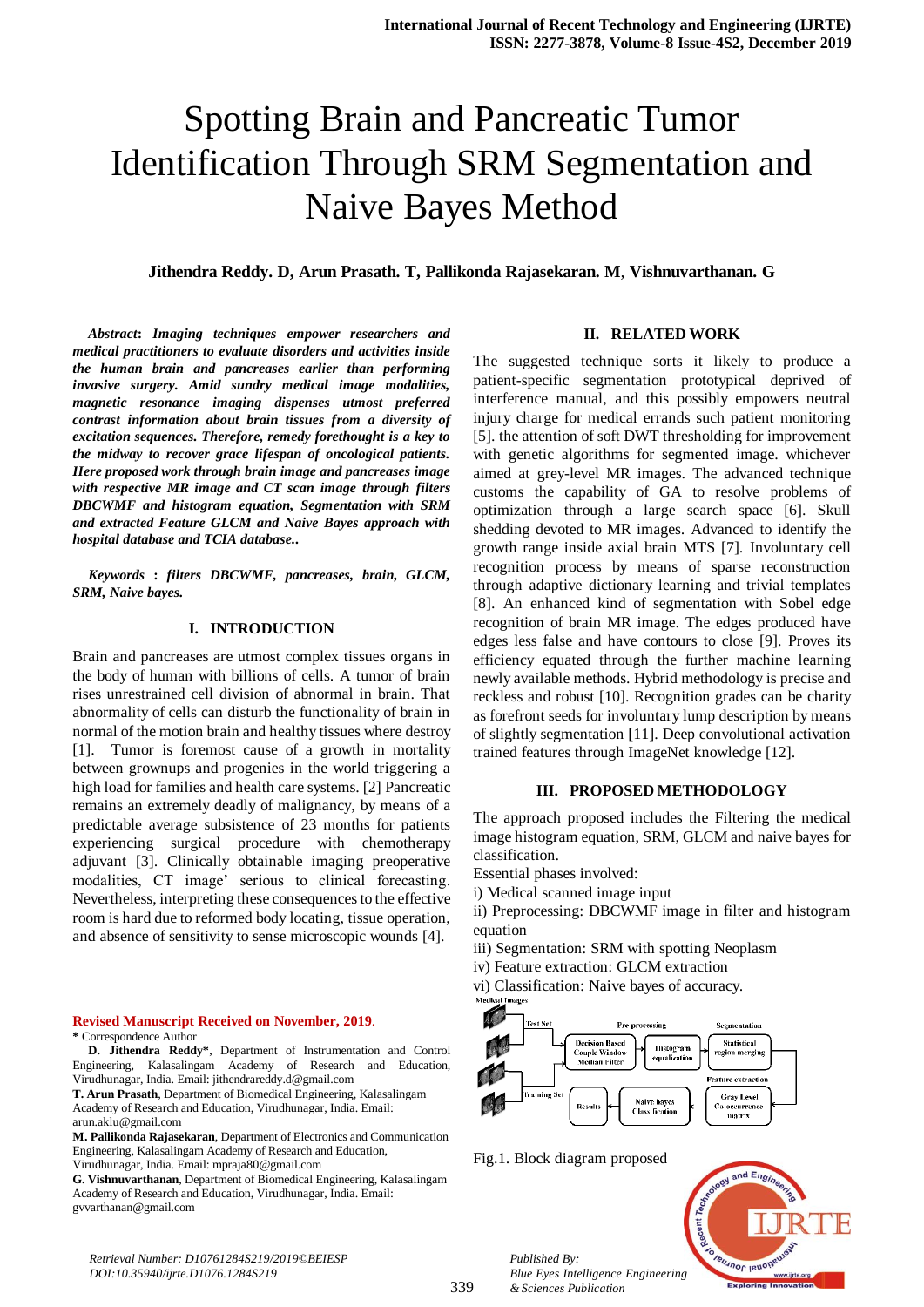# Spotting Brain and Pancreatic Tumor Identification Through SRM Segmentation and Naive Bayes Method

**Jithendra Reddy. D, Arun Prasath. T, Pallikonda Rajasekaran. M, Vishnuvarthanan. G**

***Abstract*: *Imaging techniques empower researchers and medical practitioners to evaluate disorders and activities inside the human brain and pancreas earlier than performing invasive surgery. Amid sundry medical image modalities, magnetic resonance imaging dispenses utmost preferred contrast information about brain tissues from a diversity of excitation sequences. Therefore, remedy forethought is a key to the midway to recover grace lifespan of oncological patients. Here proposed work through brain image and pancreases image with respective MR image and CT scan image through filters DBCWMF and histogram equation, Segmentation with SRM and extracted Feature GLCM and Naive Bayes approach with hospital database and TCIA database..***

***Keywords* : *filters DBCWMF, pancreases, brain, GLCM, SRM, Naive bayes.***

## I. INTRODUCTION

Brain and pancreases are utmost complex tissues organs in the body of human with billions of cells. A tumor of brain rises unrestrained cell division of abnormal in brain. That abnormality of cells can disturb the functionality of brain in normal of the motion brain and healthy tissues where destroy [1]. Tumor is foremost cause of a growth in mortality between grownups and progenies in the world triggering a high load for families and health care systems. [2] Pancreatic remains an extremely deadly of malignancy, by means of a predictable average subsistence of 23 months for patients experiencing surgical procedure with chemotherapy adjuvant [3]. Clinically obtainable imaging preoperative modalities, CT image' serious to clinical forecasting. Nevertheless, interpreting these consequences to the effective room is hard due to reformed body locating, tissue operation, and absence of sensitivity to sense microscopic wounds [4].

**Revised Manuscript Received on November, 2019.**

**\*** Correspondence Author

**D. Jithendra Reddy\***, Department of Instrumentation and Control Engineering, Kalasalingam Academy of Research and Education, Virudhunagar, India. Email: jithendrareddy.d@gmail.com

**T. Arun Prasath**, Department of Biomedical Engineering, Kalasalingam Academy of Research and Education, Virudhunagar, India. Email: arun.aklu@gmail.com

**M. Pallikonda Rajasekaran**, Department of Electronics and Communication Engineering, Kalasalingam Academy of Research and Education, Virudhunagar, India. Email: mpraja80@gmail.com

**G. Vishnuvarthanan**, Department of Biomedical Engineering, Kalasalingam Academy of Research and Education, Virudhunagar, India. Email: gvvarthanan@gmail.com

## II. RELATED WORK

The suggested technique sorts it likely to produce a patient-specific segmentation prototypical deprived of interference manual, and this possibly empowers neutral injury charge for medical errands such patient monitoring [5]. the attention of soft DWT thresholding for improvement with genetic algorithms for segmented image. whichever aimed at grey-level MR images. The advanced technique customs the capability of GA to resolve problems of optimization through a large search space [6]. Skull shedding devoted to MR images. Advanced to identify the growth range inside axial brain MTS [7]. Involuntary cell recognition process by means of sparse reconstruction through adaptive dictionary learning and trivial templates [8]. An enhanced kind of segmentation with Sobel edge recognition of brain MR image. The edges produced have edges less false and have contours to close [9]. Proves its efficiency equated through the further machine learning newly available methods. Hybrid methodology is precise and reckless and robust [10]. Recognition grades can be charity as forefront seeds for involuntary lump description by means of slightly segmentation [11]. Deep convolutional activation trained features through ImageNet knowledge [12].

## III. PROPOSED METHODOLOGY

The approach proposed includes the Filtering the medical image histogram equation, SRM, GLCM and naive bayes for classification.

Essential phases involved:

i) Medical scanned image input

ii) Preprocessing: DBCWMF image in filter and histogram equation

iii) Segmentation: SRM with spotting Neoplasm

iv) Feature extraction: GLCM extraction

vi) Classification: Naive bayes of accuracy.

Medical Images — Test Set — Pre-processing: Decision Based Couple Window Median Filter → Histogram equalization — Segmentation: Statistical region merging — Feature extraction: Gray Level Co-occurrence matrix → Naive bayes Classification → Results — Training Set

Fig.1. Block diagram proposed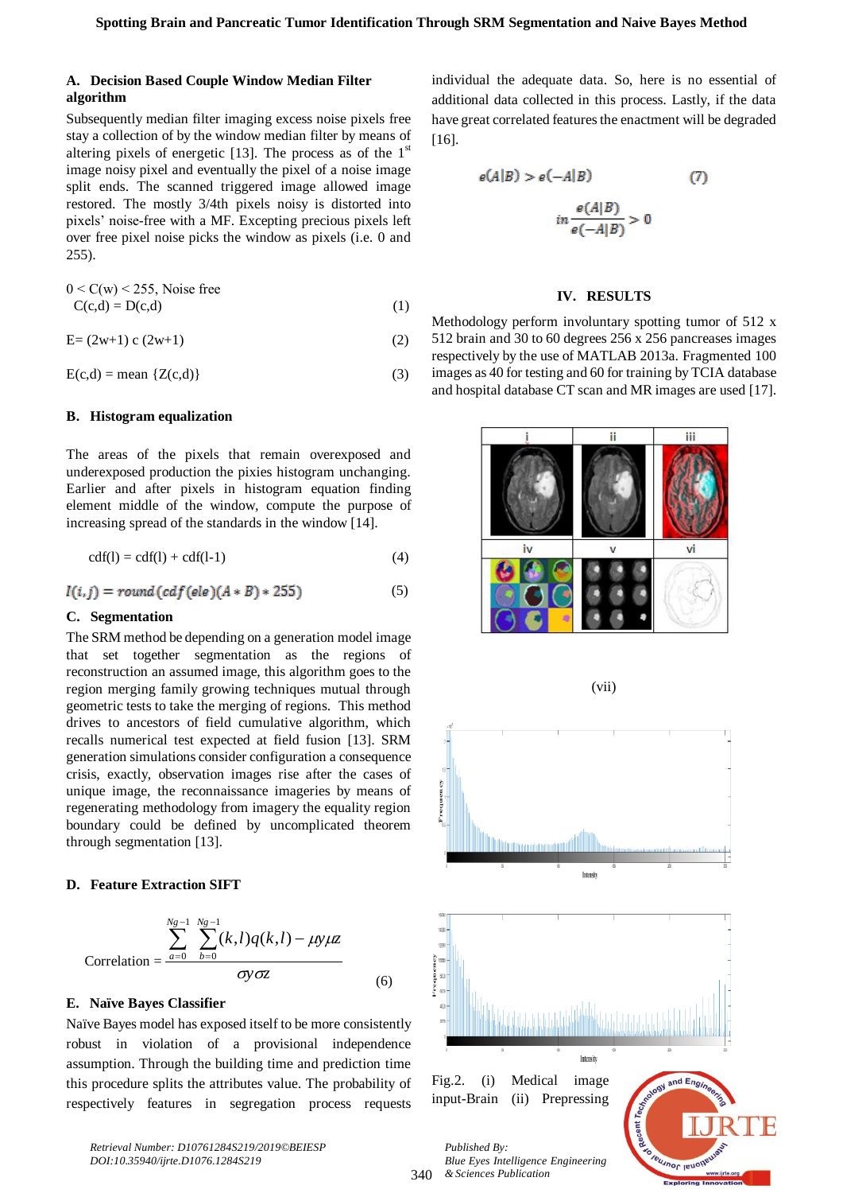### A. Decision Based Couple Window Median Filter algorithm

Subsequently median filter imaging excess noise pixels free stay a collection of by the window median filter by means of altering pixels of energetic [13]. The process as of the 1st image noisy pixel and eventually the pixel of a noise image split ends. The scanned triggered image allowed image restored. The mostly 3/4th pixels noisy is distorted into pixels' noise-free with a MF. Excepting precious pixels left over free pixel noise picks the window as pixels (i.e. 0 and 255).

$$0 < C(w) < 255, \text{ Noise free}$$

$$C(c,d) = D(c,d) \tag{1}$$

$$E = (2w+1)\ c\ (2w+1) \tag{2}$$

$$E(c,d) = \text{mean}\ \{Z(c,d)\} \tag{3}$$

### B. Histogram equalization

The areas of the pixels that remain overexposed and underexposed production the pixies histogram unchanging. Earlier and after pixels in histogram equation finding element middle of the window, compute the purpose of increasing spread of the standards in the window [14].

$$cdf(l) = cdf(l) + cdf(l-1) \tag{4}$$

$$I(i,j) = round\,(cdf\,(ele)(A * B) * 255) \tag{5}$$

### C. Segmentation

The SRM method be depending on a generation model image that set together segmentation as the regions of reconstruction an assumed image, this algorithm goes to the region merging family growing techniques mutual through geometric tests to take the merging of regions. This method drives to ancestors of field cumulative algorithm, which recalls numerical test expected at field fusion [13]. SRM generation simulations consider configuration a consequence crisis, exactly, observation images rise after the cases of unique image, the reconnaissance imageries by means of regenerating methodology from imagery the equality region boundary could be defined by uncomplicated theorem through segmentation [13].

### D. Feature Extraction SIFT

$$\text{Correlation} = \frac{\sum_{a=0}^{Ng-1}\sum_{b=0}^{Ng-1}(k,l)q(k,l) - \mu y \mu z}{\sigma y \sigma z} \tag{6}$$

### E. Naïve Bayes Classifier

Naïve Bayes model has exposed itself to be more consistently robust in violation of a provisional independence assumption. Through the building time and prediction time this procedure splits the attributes value. The probability of respectively features in segregation process requests individual the adequate data. So, here is no essential of additional data collected in this process. Lastly, if the data have great correlated features the enactment will be degraded [16].

$$e(A|B) > e(-A|B) \tag{7}$$

$$in\frac{e(A|B)}{e(-A|B)} > 0$$

## IV. RESULTS

Methodology perform involuntary spotting tumor of 512 x 512 brain and 30 to 60 degrees 256 x 256 pancreases images respectively by the use of MATLAB 2013a. Fragmented 100 images as 40 for testing and 60 for training by TCIA database and hospital database CT scan and MR images are used [17].

(vii)

Fig.2. (i) Medical image input-Brain (ii) Prepressing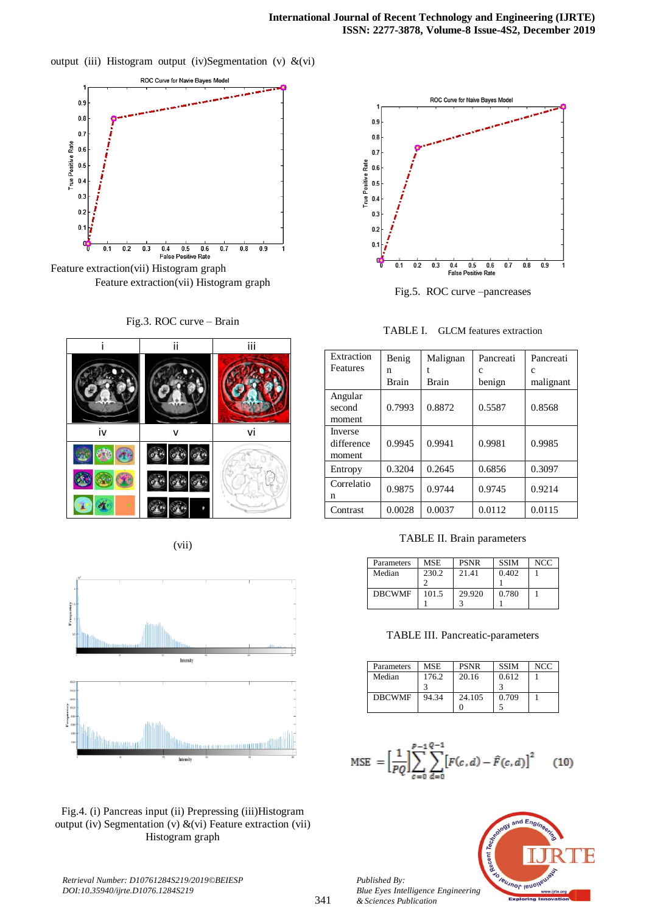output (iii) Histogram output (iv)Segmentation (v) &(vi)

Feature extraction(vii) Histogram graph
Feature extraction(vii) Histogram graph

Fig.3. ROC curve – Brain

| i | ii | iii |
|---|---|---|
| iv | v | vi |

(vii)

Fig.4. (i) Pancreas input (ii) Prepressing (iii)Histogram output (iv) Segmentation (v) &(vi) Feature extraction (vii) Histogram graph

Fig.5. ROC curve –pancreases

TABLE I. GLCM features extraction

| Extraction Features | Benign Brain | Malignant Brain | Pancreatic benign | Pancreatic malignant |
|---|---|---|---|---|
| Angular second moment | 0.7993 | 0.8872 | 0.5587 | 0.8568 |
| Inverse difference moment | 0.9945 | 0.9941 | 0.9981 | 0.9985 |
| Entropy | 0.3204 | 0.2645 | 0.6856 | 0.3097 |
| Correlation | 0.9875 | 0.9744 | 0.9745 | 0.9214 |
| Contrast | 0.0028 | 0.0037 | 0.0112 | 0.0115 |

TABLE II. Brain parameters

| Parameters | MSE | PSNR | SSIM | NCC |
|---|---|---|---|---|
| Median | 230.22 | 21.41 | 0.4021 | 1 |
| DBCWMF | 101.51 | 29.9203 | 0.7801 | 1 |

TABLE III. Pancreatic-parameters

| Parameters | MSE | PSNR | SSIM | NCC |
|---|---|---|---|---|
| Median | 176.23 | 20.16 | 0.6123 | 1 |
| DBCWMF | 94.34 | 24.1050 | 0.7095 | 1 |

$$\text{MSE} = \left[\frac{1}{PQ}\right]\sum_{c=0}^{P-1}\sum_{d=0}^{Q-1}\left[F(c,d) - \hat{F}(c,d)\right]^2 \qquad (10)$$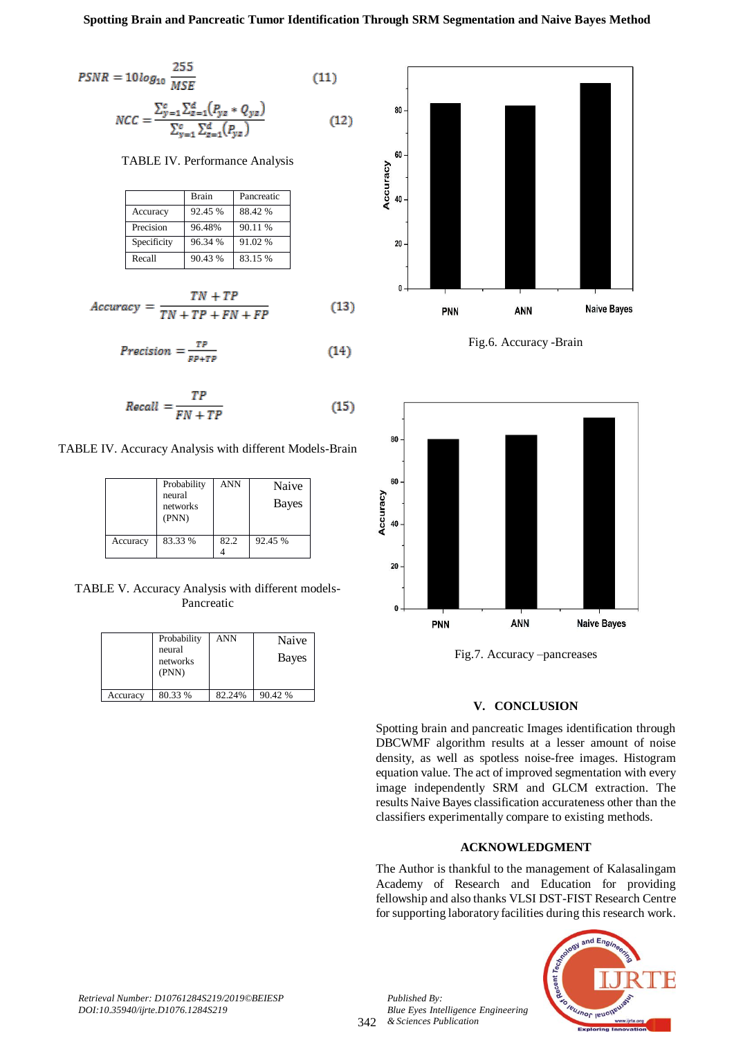$$PSNR = 10\log_{10}\frac{255}{MSE} \quad (11)$$

$$NCC = \frac{\sum_{y=1}^{c}\sum_{z=1}^{d}(P_{yz} * Q_{yz})}{\sum_{y=1}^{c}\sum_{z=1}^{d}(P_{yz})} \quad (12)$$

TABLE IV. Performance Analysis

| | Brain | Pancreatic |
|---|---|---|
| Accuracy | 92.45 % | 88.42 % |
| Precision | 96.48% | 90.11 % |
| Specificity | 96.34 % | 91.02 % |
| Recall | 90.43 % | 83.15 % |

$$Accuracy = \frac{TN + TP}{TN + TP + FN + FP} \quad (13)$$

$$Precision = \frac{TP}{FP+TP} \quad (14)$$

$$Recall = \frac{TP}{FN + TP} \quad (15)$$

TABLE IV. Accuracy Analysis with different Models-Brain

| | Probability neural networks (PNN) | ANN | Naive Bayes |
|---|---|---|---|
| Accuracy | 83.33 % | 82.24 | 92.45 % |

TABLE V. Accuracy Analysis with different models-Pancreatic

| | Probability neural networks (PNN) | ANN | Naive Bayes |
|---|---|---|---|
| Accuracy | 80.33 % | 82.24% | 90.42 % |

Fig.6. Accuracy -Brain

Fig.7. Accuracy –pancreases

## V. CONCLUSION

Spotting brain and pancreatic Images identification through DBCWMF algorithm results at a lesser amount of noise density, as well as spotless noise-free images. Histogram equation value. The act of improved segmentation with every image independently SRM and GLCM extraction. The results Naive Bayes classification accurateness other than the classifiers experimentally compare to existing methods.

## ACKNOWLEDGMENT

The Author is thankful to the management of Kalasalingam Academy of Research and Education for providing fellowship and also thanks VLSI DST-FIST Research Centre for supporting laboratory facilities during this research work.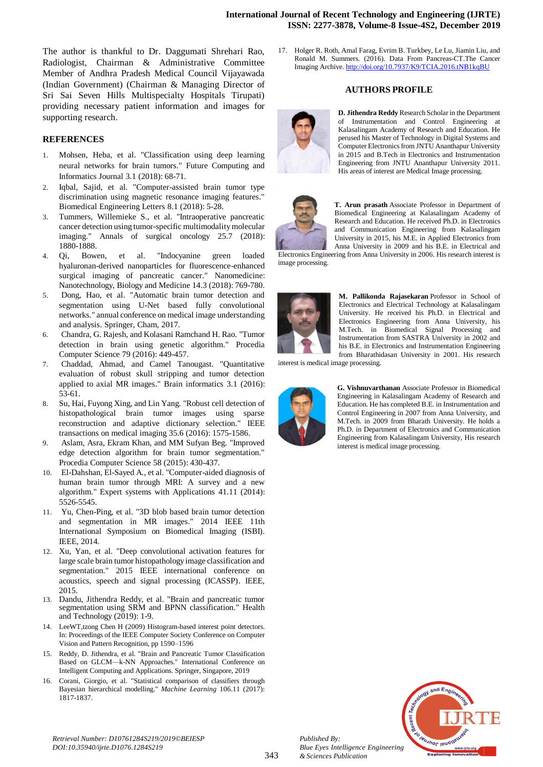The author is thankful to Dr. Daggumati Shrehari Rao, Radiologist, Chairman & Administrative Committee Member of Andhra Pradesh Medical Council Vijayawada (Indian Government) (Chairman & Managing Director of Sri Sai Seven Hills Multispecialty Hospitals Tirupati) providing necessary patient information and images for supporting research.

## REFERENCES

1. Mohsen, Heba, et al. "Classification using deep learning neural networks for brain tumors." Future Computing and Informatics Journal 3.1 (2018): 68-71.
2. Iqbal, Sajid, et al. "Computer-assisted brain tumor type discrimination using magnetic resonance imaging features." Biomedical Engineering Letters 8.1 (2018): 5-28.
3. Tummers, Willemieke S., et al. "Intraoperative pancreatic cancer detection using tumor-specific multimodality molecular imaging." Annals of surgical oncology 25.7 (2018): 1880-1888.
4. Qi, Bowen, et al. "Indocyanine green loaded hyaluronan-derived nanoparticles for fluorescence-enhanced surgical imaging of pancreatic cancer." Nanomedicine: Nanotechnology, Biology and Medicine 14.3 (2018): 769-780.
5. Dong, Hao, et al. "Automatic brain tumor detection and segmentation using U-Net based fully convolutional networks." annual conference on medical image understanding and analysis. Springer, Cham, 2017.
6. Chandra, G. Rajesh, and Kolasani Ramchand H. Rao. "Tumor detection in brain using genetic algorithm." Procedia Computer Science 79 (2016): 449-457.
7. Chaddad, Ahmad, and Camel Tanougast. "Quantitative evaluation of robust skull stripping and tumor detection applied to axial MR images." Brain informatics 3.1 (2016): 53-61.
8. Su, Hai, Fuyong Xing, and Lin Yang. "Robust cell detection of histopathological brain tumor images using sparse reconstruction and adaptive dictionary selection." IEEE transactions on medical imaging 35.6 (2016): 1575-1586.
9. Aslam, Asra, Ekram Khan, and MM Sufyan Beg. "Improved edge detection algorithm for brain tumor segmentation." Procedia Computer Science 58 (2015): 430-437.
10. El-Dahshan, El-Sayed A., et al. "Computer-aided diagnosis of human brain tumor through MRI: A survey and a new algorithm." Expert systems with Applications 41.11 (2014): 5526-5545.
11. Yu, Chen-Ping, et al. "3D blob based brain tumor detection and segmentation in MR images." 2014 IEEE 11th International Symposium on Biomedical Imaging (ISBI). IEEE, 2014.
12. Xu, Yan, et al. "Deep convolutional activation features for large scale brain tumor histopathology image classification and segmentation." 2015 IEEE international conference on acoustics, speech and signal processing (ICASSP). IEEE, 2015.
13. Dandu, Jithendra Reddy, et al. "Brain and pancreatic tumor segmentation using SRM and BPNN classification." Health and Technology (2019): 1-9.
14. LeeWT,tzong Chen H (2009) Histogram-based interest point detectors. In: Proceedings of the IEEE Computer Society Conference on Computer Vision and Pattern Recognition, pp 1590–1596
15. Reddy, D. Jithendra, et al. "Brain and Pancreatic Tumor Classification Based on GLCM—k-NN Approaches." International Conference on Intelligent Computing and Applications. Springer, Singapore, 2019
16. Corani, Giorgio, et al. "Statistical comparison of classifiers through Bayesian hierarchical modelling." *Machine Learning* 106.11 (2017): 1817-1837.
17. Holger R. Roth, Amal Farag, Evrim B. Turkbey, Le Lu, Jiamin Liu, and Ronald M. Summers. (2016). Data From Pancreas-CT.The Cancer Imaging Archive. http://doi.org/10.7937/K9/TCIA.2016.tNB1kqBU

## AUTHORS PROFILE

**D. Jithendra Reddy** Research Scholar in the Department of Instrumentation and Control Engineering at Kalasalingam Academy of Research and Education. He perused his Master of Technology in Digital Systems and Computer Electronics from JNTU Ananthapur University in 2015 and B.Tech in Electronics and Instrumentation Engineering from JNTU Ananthapur University 2011. His areas of interest are Medical Image processing.

**T. Arun prasath** Associate Professor in Department of Biomedical Engineering at Kalasalingam Academy of Research and Education. He received Ph.D. in Electronics and Communication Engineering from Kalasalingam University in 2015, his M.E. in Applied Electronics from Anna University in 2009 and his B.E. in Electrical and Electronics Engineering from Anna University in 2006. His research interest is image processing.

**M. Pallikonda Rajasekaran** Professor in School of Electronics and Electrical Technology at Kalasalingam University. He received his Ph.D. in Electrical and Electronics Engineering from Anna University, his M.Tech. in Biomedical Signal Processing and Instrumentation from SASTRA University in 2002 and his B.E. in Electronics and Instrumentation Engineering from Bharathidasan University in 2001. His research interest is medical image processing.

**G. Vishnuvarthanan** Associate Professor in Biomedical Engineering in Kalasalingam Academy of Research and Education. He has completed B.E. in Instrumentation and Control Engineering in 2007 from Anna University, and M.Tech. in 2009 from Bharath University. He holds a Ph.D. in Department of Electronics and Communication Engineering from Kalasalingam University, His research interest is medical image processing.